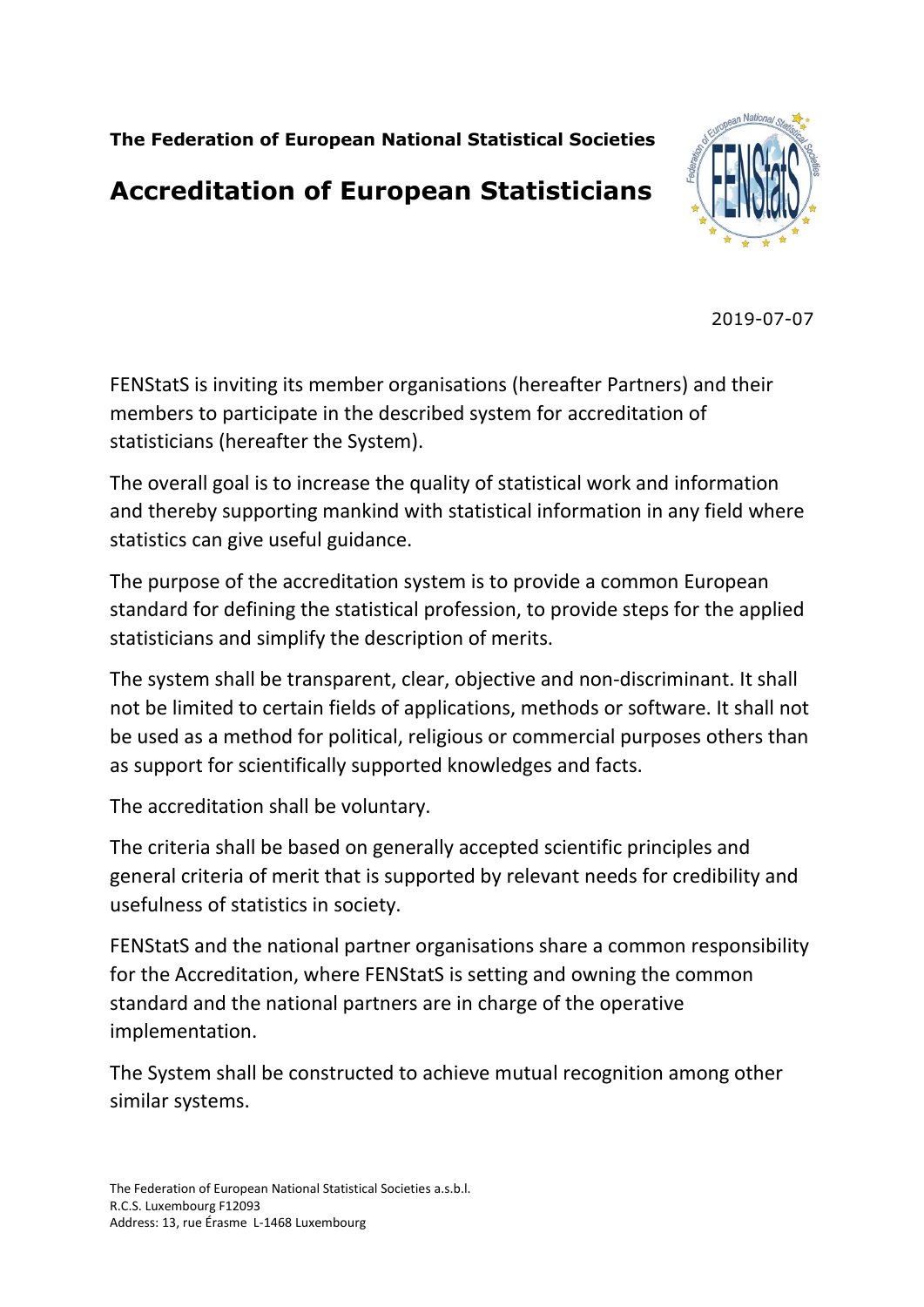**The Federation of European National Statistical Societies**

# Accreditation of European Statisticians

2019-07-07

FENStatS is inviting its member organisations (hereafter Partners) and their members to participate in the described system for accreditation of statisticians (hereafter the System).

The overall goal is to increase the quality of statistical work and information and thereby supporting mankind with statistical information in any field where statistics can give useful guidance.

The purpose of the accreditation system is to provide a common European standard for defining the statistical profession, to provide steps for the applied statisticians and simplify the description of merits.

The system shall be transparent, clear, objective and non-discriminant. It shall not be limited to certain fields of applications, methods or software. It shall not be used as a method for political, religious or commercial purposes others than as support for scientifically supported knowledges and facts.

The accreditation shall be voluntary.

The criteria shall be based on generally accepted scientific principles and general criteria of merit that is supported by relevant needs for credibility and usefulness of statistics in society.

FENStatS and the national partner organisations share a common responsibility for the Accreditation, where FENStatS is setting and owning the common standard and the national partners are in charge of the operative implementation.

The System shall be constructed to achieve mutual recognition among other similar systems.

The Federation of European National Statistical Societies a.s.b.l.
R.C.S. Luxembourg F12093
Address: 13, rue Érasme L-1468 Luxembourg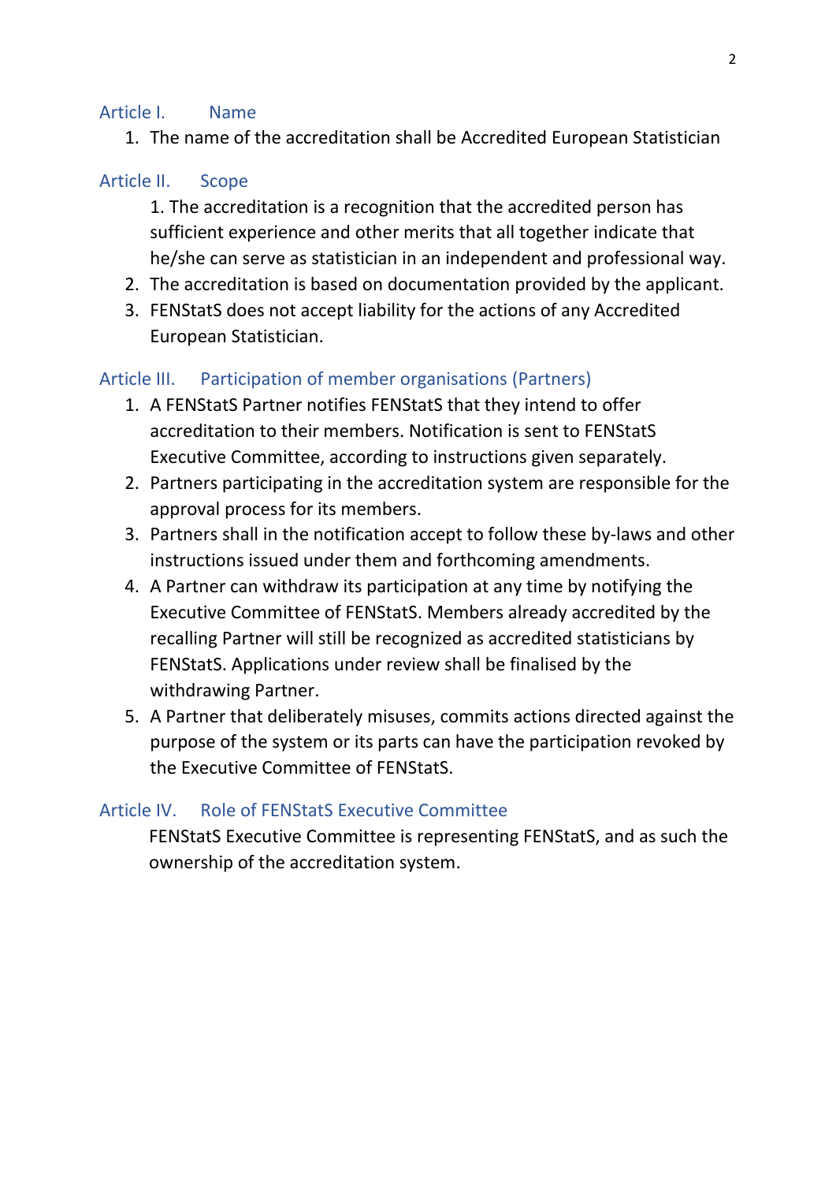## Article I. Name

1. The name of the accreditation shall be Accredited European Statistician

## Article II. Scope

1. The accreditation is a recognition that the accredited person has sufficient experience and other merits that all together indicate that he/she can serve as statistician in an independent and professional way.
2. The accreditation is based on documentation provided by the applicant.
3. FENStatS does not accept liability for the actions of any Accredited European Statistician.

## Article III. Participation of member organisations (Partners)

1. A FENStatS Partner notifies FENStatS that they intend to offer accreditation to their members. Notification is sent to FENStatS Executive Committee, according to instructions given separately.
2. Partners participating in the accreditation system are responsible for the approval process for its members.
3. Partners shall in the notification accept to follow these by-laws and other instructions issued under them and forthcoming amendments.
4. A Partner can withdraw its participation at any time by notifying the Executive Committee of FENStatS. Members already accredited by the recalling Partner will still be recognized as accredited statisticians by FENStatS. Applications under review shall be finalised by the withdrawing Partner.
5. A Partner that deliberately misuses, commits actions directed against the purpose of the system or its parts can have the participation revoked by the Executive Committee of FENStatS.

## Article IV. Role of FENStatS Executive Committee

FENStatS Executive Committee is representing FENStatS, and as such the ownership of the accreditation system.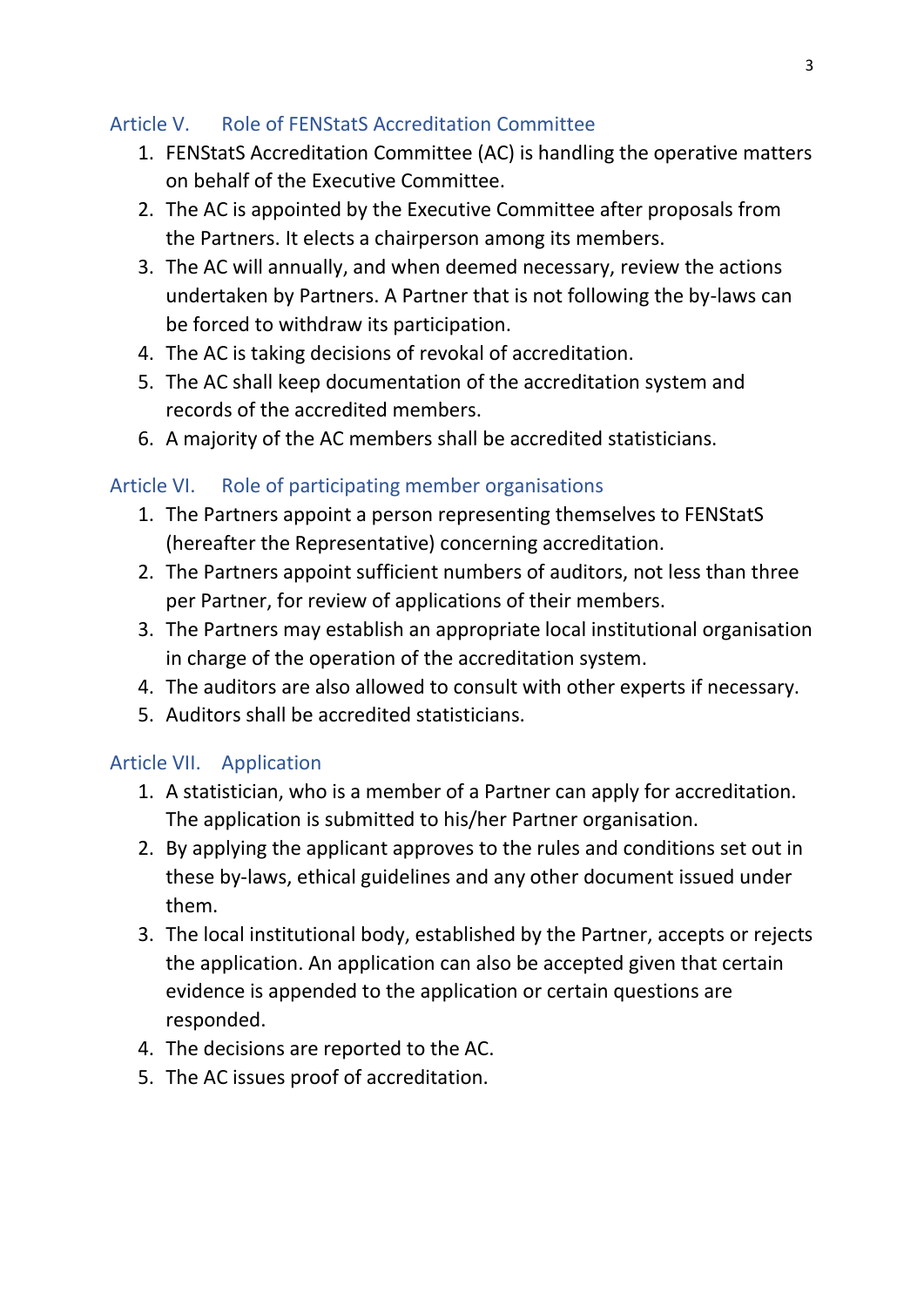## Article V. Role of FENStatS Accreditation Committee

1. FENStatS Accreditation Committee (AC) is handling the operative matters on behalf of the Executive Committee.
2. The AC is appointed by the Executive Committee after proposals from the Partners. It elects a chairperson among its members.
3. The AC will annually, and when deemed necessary, review the actions undertaken by Partners. A Partner that is not following the by-laws can be forced to withdraw its participation.
4. The AC is taking decisions of revokal of accreditation.
5. The AC shall keep documentation of the accreditation system and records of the accredited members.
6. A majority of the AC members shall be accredited statisticians.

## Article VI. Role of participating member organisations

1. The Partners appoint a person representing themselves to FENStatS (hereafter the Representative) concerning accreditation.
2. The Partners appoint sufficient numbers of auditors, not less than three per Partner, for review of applications of their members.
3. The Partners may establish an appropriate local institutional organisation in charge of the operation of the accreditation system.
4. The auditors are also allowed to consult with other experts if necessary.
5. Auditors shall be accredited statisticians.

## Article VII. Application

1. A statistician, who is a member of a Partner can apply for accreditation. The application is submitted to his/her Partner organisation.
2. By applying the applicant approves to the rules and conditions set out in these by-laws, ethical guidelines and any other document issued under them.
3. The local institutional body, established by the Partner, accepts or rejects the application. An application can also be accepted given that certain evidence is appended to the application or certain questions are responded.
4. The decisions are reported to the AC.
5. The AC issues proof of accreditation.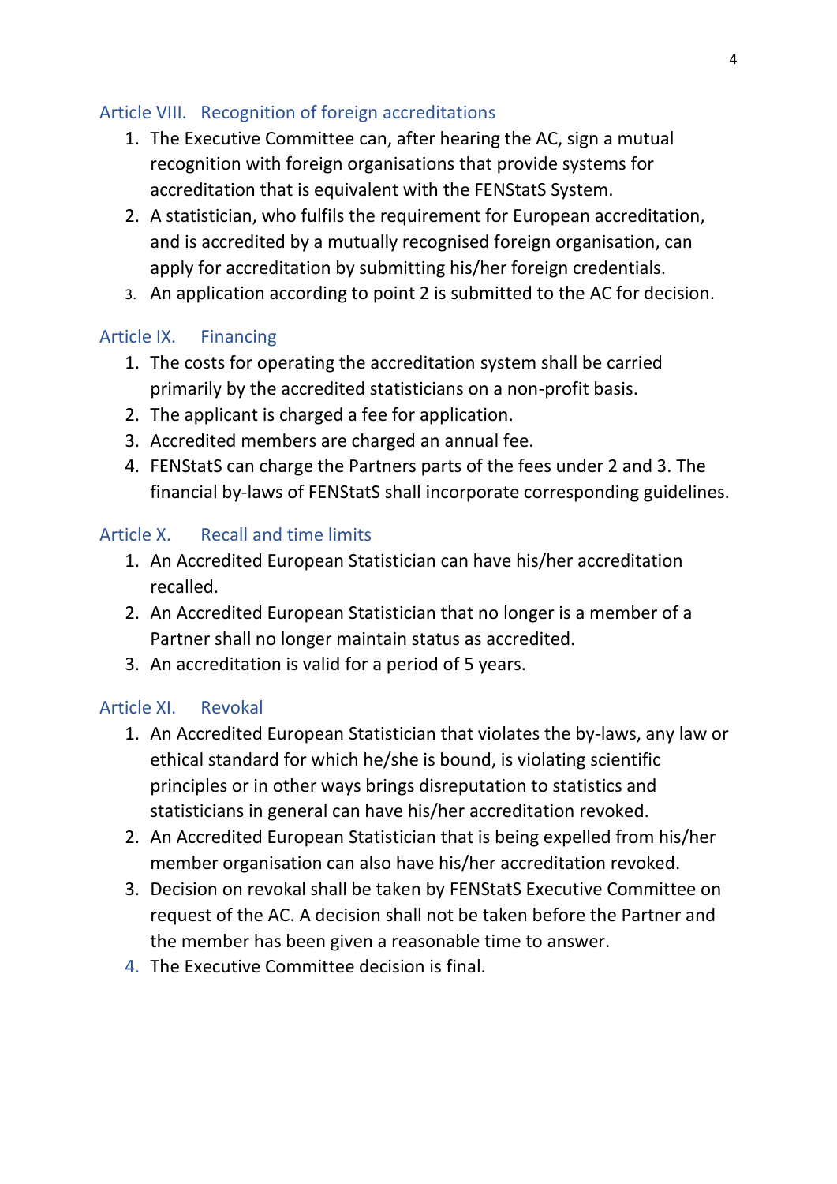## Article VIII. Recognition of foreign accreditations

1. The Executive Committee can, after hearing the AC, sign a mutual recognition with foreign organisations that provide systems for accreditation that is equivalent with the FENStatS System.
2. A statistician, who fulfils the requirement for European accreditation, and is accredited by a mutually recognised foreign organisation, can apply for accreditation by submitting his/her foreign credentials.
3. An application according to point 2 is submitted to the AC for decision.

## Article IX. Financing

1. The costs for operating the accreditation system shall be carried primarily by the accredited statisticians on a non-profit basis.
2. The applicant is charged a fee for application.
3. Accredited members are charged an annual fee.
4. FENStatS can charge the Partners parts of the fees under 2 and 3. The financial by-laws of FENStatS shall incorporate corresponding guidelines.

## Article X. Recall and time limits

1. An Accredited European Statistician can have his/her accreditation recalled.
2. An Accredited European Statistician that no longer is a member of a Partner shall no longer maintain status as accredited.
3. An accreditation is valid for a period of 5 years.

## Article XI. Revokal

1. An Accredited European Statistician that violates the by-laws, any law or ethical standard for which he/she is bound, is violating scientific principles or in other ways brings disreputation to statistics and statisticians in general can have his/her accreditation revoked.
2. An Accredited European Statistician that is being expelled from his/her member organisation can also have his/her accreditation revoked.
3. Decision on revokal shall be taken by FENStatS Executive Committee on request of the AC. A decision shall not be taken before the Partner and the member has been given a reasonable time to answer.
4. The Executive Committee decision is final.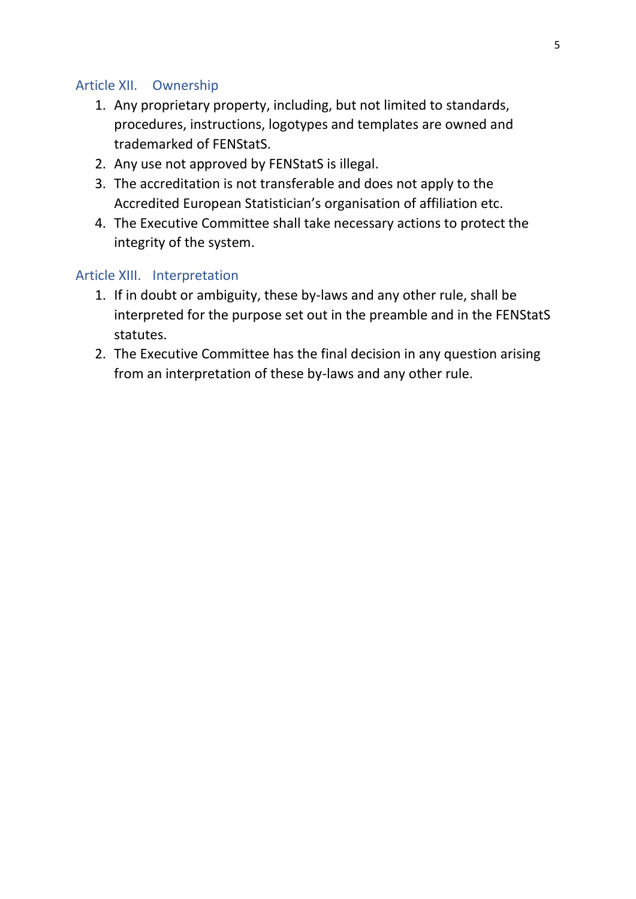## Article XII. Ownership

1. Any proprietary property, including, but not limited to standards, procedures, instructions, logotypes and templates are owned and trademarked of FENStatS.
2. Any use not approved by FENStatS is illegal.
3. The accreditation is not transferable and does not apply to the Accredited European Statistician's organisation of affiliation etc.
4. The Executive Committee shall take necessary actions to protect the integrity of the system.

## Article XIII. Interpretation

1. If in doubt or ambiguity, these by-laws and any other rule, shall be interpreted for the purpose set out in the preamble and in the FENStatS statutes.
2. The Executive Committee has the final decision in any question arising from an interpretation of these by-laws and any other rule.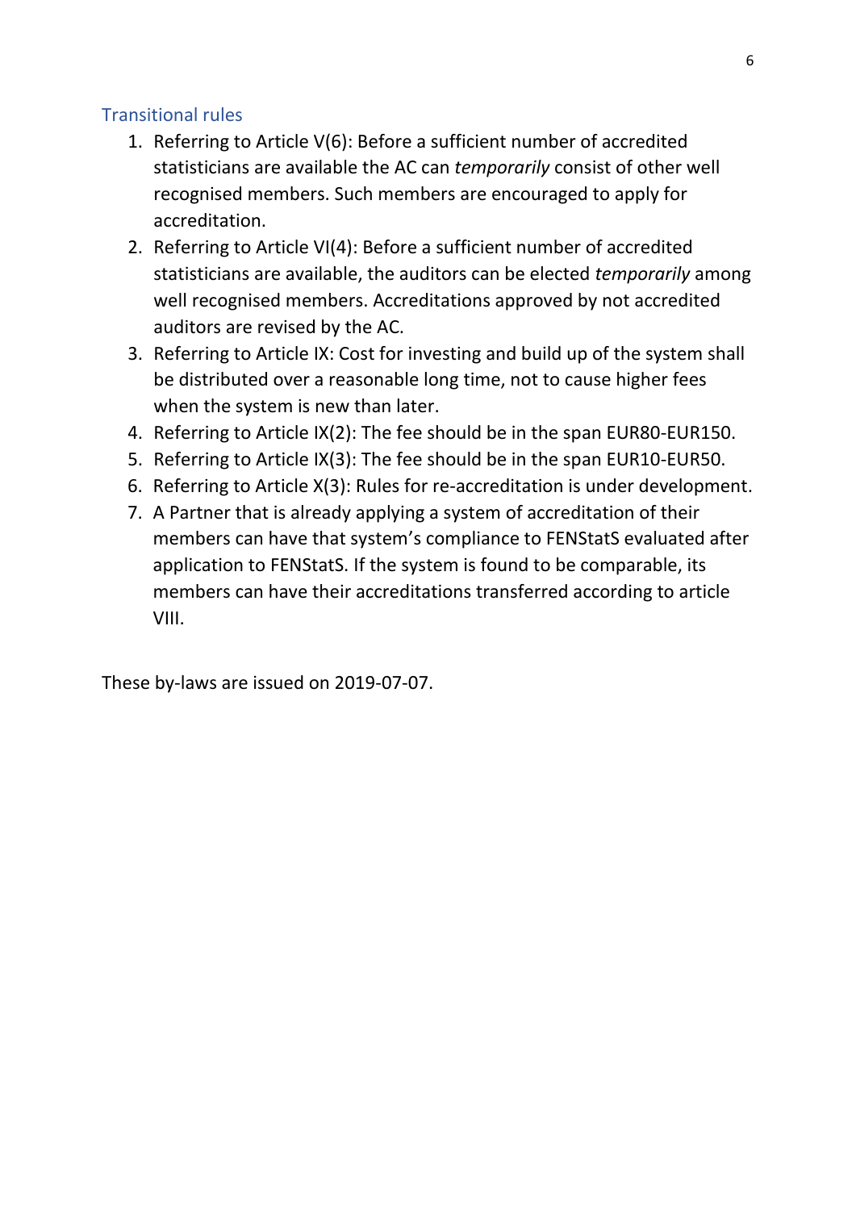## Transitional rules

1. Referring to Article V(6): Before a sufficient number of accredited statisticians are available the AC can *temporarily* consist of other well recognised members. Such members are encouraged to apply for accreditation.
2. Referring to Article VI(4): Before a sufficient number of accredited statisticians are available, the auditors can be elected *temporarily* among well recognised members. Accreditations approved by not accredited auditors are revised by the AC.
3. Referring to Article IX: Cost for investing and build up of the system shall be distributed over a reasonable long time, not to cause higher fees when the system is new than later.
4. Referring to Article IX(2): The fee should be in the span EUR80-EUR150.
5. Referring to Article IX(3): The fee should be in the span EUR10-EUR50.
6. Referring to Article X(3): Rules for re-accreditation is under development.
7. A Partner that is already applying a system of accreditation of their members can have that system's compliance to FENStatS evaluated after application to FENStatS. If the system is found to be comparable, its members can have their accreditations transferred according to article VIII.

These by-laws are issued on 2019-07-07.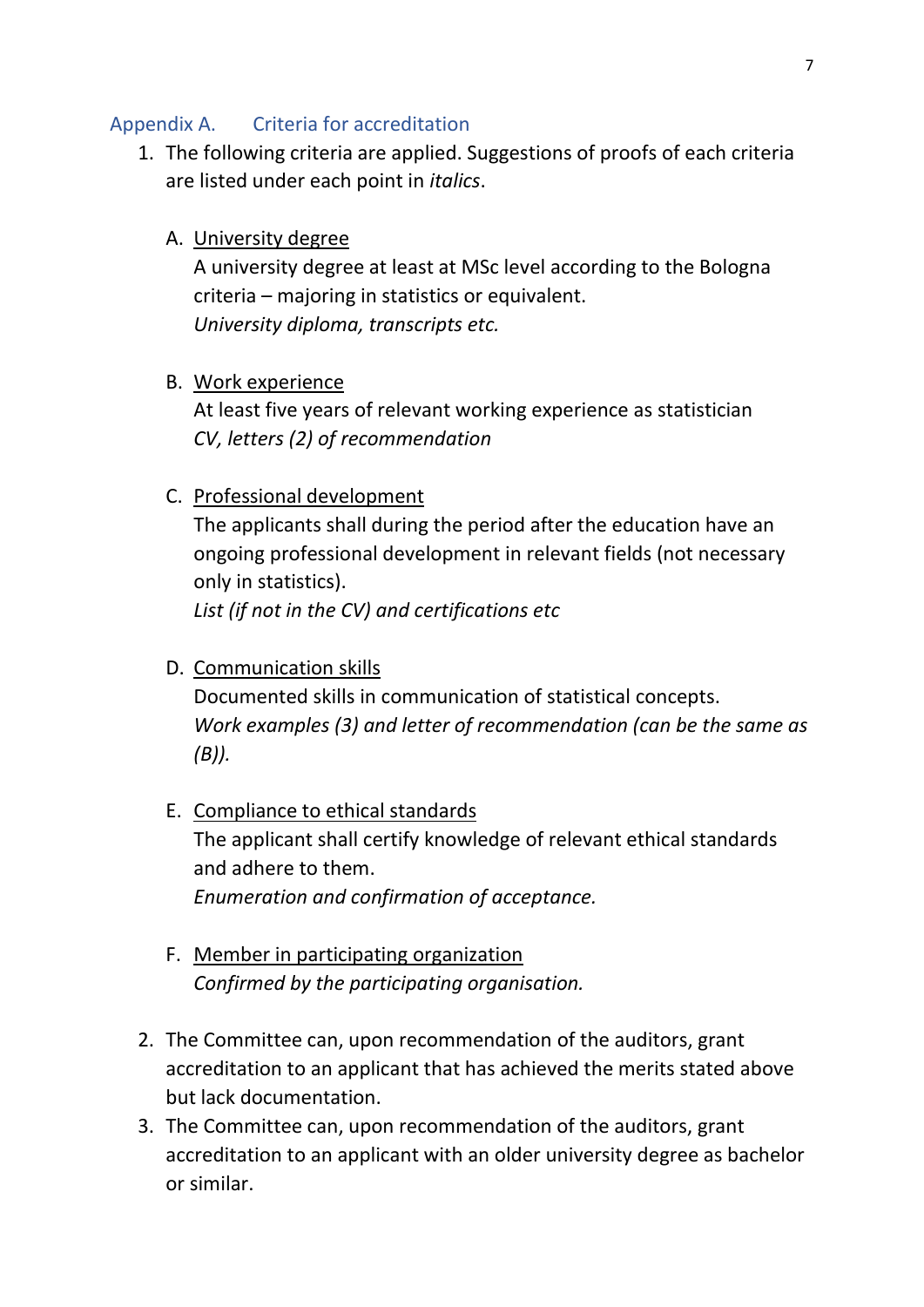## Appendix A. Criteria for accreditation

1. The following criteria are applied. Suggestions of proofs of each criteria are listed under each point in *italics*.

   A. <u>University degree</u>
      A university degree at least at MSc level according to the Bologna criteria – majoring in statistics or equivalent.
      *University diploma, transcripts etc.*

   B. <u>Work experience</u>
      At least five years of relevant working experience as statistician
      *CV, letters (2) of recommendation*

   C. <u>Professional development</u>
      The applicants shall during the period after the education have an ongoing professional development in relevant fields (not necessary only in statistics).
      *List (if not in the CV) and certifications etc*

   D. <u>Communication skills</u>
      Documented skills in communication of statistical concepts.
      *Work examples (3) and letter of recommendation (can be the same as (B)).*

   E. <u>Compliance to ethical standards</u>
      The applicant shall certify knowledge of relevant ethical standards and adhere to them.
      *Enumeration and confirmation of acceptance.*

   F. <u>Member in participating organization</u>
      *Confirmed by the participating organisation.*

2. The Committee can, upon recommendation of the auditors, grant accreditation to an applicant that has achieved the merits stated above but lack documentation.
3. The Committee can, upon recommendation of the auditors, grant accreditation to an applicant with an older university degree as bachelor or similar.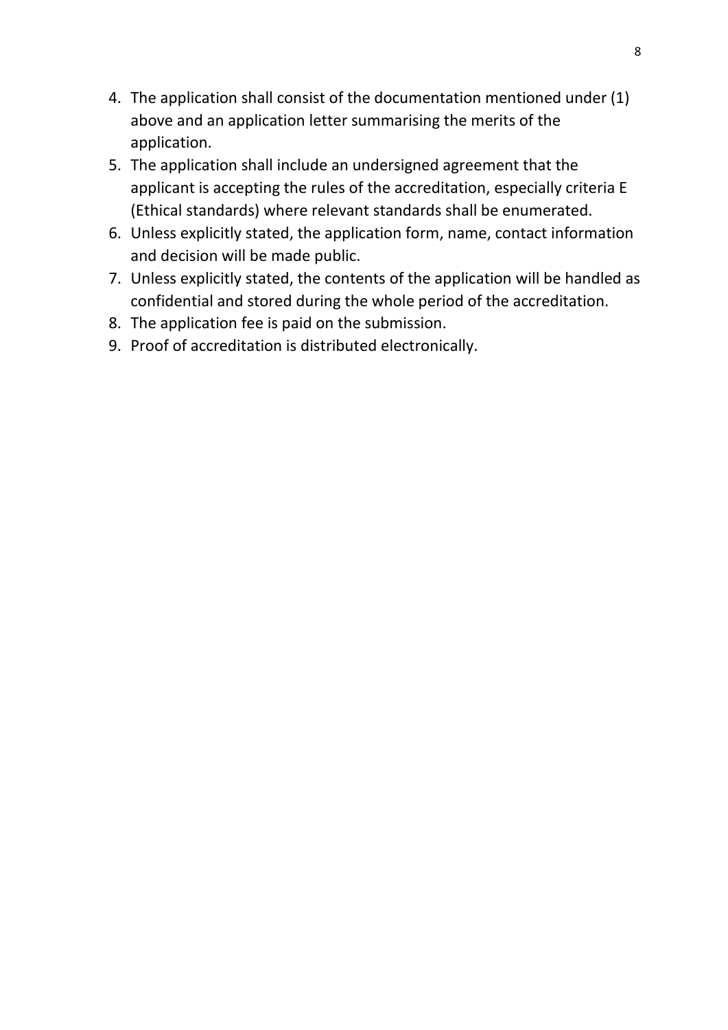4. The application shall consist of the documentation mentioned under (1) above and an application letter summarising the merits of the application.
5. The application shall include an undersigned agreement that the applicant is accepting the rules of the accreditation, especially criteria E (Ethical standards) where relevant standards shall be enumerated.
6. Unless explicitly stated, the application form, name, contact information and decision will be made public.
7. Unless explicitly stated, the contents of the application will be handled as confidential and stored during the whole period of the accreditation.
8. The application fee is paid on the submission.
9. Proof of accreditation is distributed electronically.